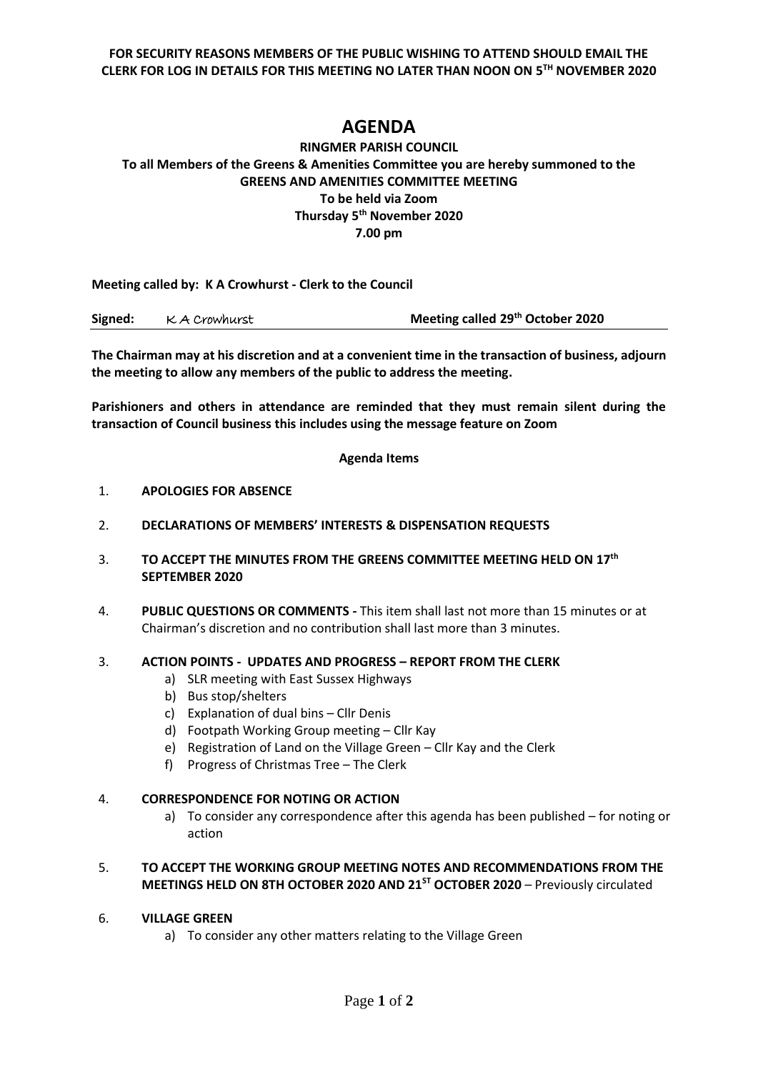**FOR SECURITY REASONS MEMBERS OF THE PUBLIC WISHING TO ATTEND SHOULD EMAIL THE CLERK FOR LOG IN DETAILS FOR THIS MEETING NO LATER THAN NOON ON 5TH NOVEMBER 2020**

# AGENDA

**RINGMER PARISH COUNCIL**
**To all Members of the Greens & Amenities Committee you are hereby summoned to the GREENS AND AMENITIES COMMITTEE MEETING**
**To be held via Zoom**
**Thursday 5th November 2020**
**7.00 pm**

**Meeting called by: K A Crowhurst - Clerk to the Council**

**Signed:** K A Crowhurst **Meeting called 29th October 2020**

**The Chairman may at his discretion and at a convenient time in the transaction of business, adjourn the meeting to allow any members of the public to address the meeting.**

**Parishioners and others in attendance are reminded that they must remain silent during the transaction of Council business this includes using the message feature on Zoom**

**Agenda Items**

1. **APOLOGIES FOR ABSENCE**

2. **DECLARATIONS OF MEMBERS' INTERESTS & DISPENSATION REQUESTS**

3. **TO ACCEPT THE MINUTES FROM THE GREENS COMMITTEE MEETING HELD ON 17th SEPTEMBER 2020**

4. **PUBLIC QUESTIONS OR COMMENTS -** This item shall last not more than 15 minutes or at Chairman's discretion and no contribution shall last more than 3 minutes.

3. **ACTION POINTS - UPDATES AND PROGRESS – REPORT FROM THE CLERK**
   a) SLR meeting with East Sussex Highways
   b) Bus stop/shelters
   c) Explanation of dual bins – Cllr Denis
   d) Footpath Working Group meeting – Cllr Kay
   e) Registration of Land on the Village Green – Cllr Kay and the Clerk
   f) Progress of Christmas Tree – The Clerk

4. **CORRESPONDENCE FOR NOTING OR ACTION**
   a) To consider any correspondence after this agenda has been published – for noting or action

5. **TO ACCEPT THE WORKING GROUP MEETING NOTES AND RECOMMENDATIONS FROM THE MEETINGS HELD ON 8TH OCTOBER 2020 AND 21ST OCTOBER 2020** – Previously circulated

6. **VILLAGE GREEN**
   a) To consider any other matters relating to the Village Green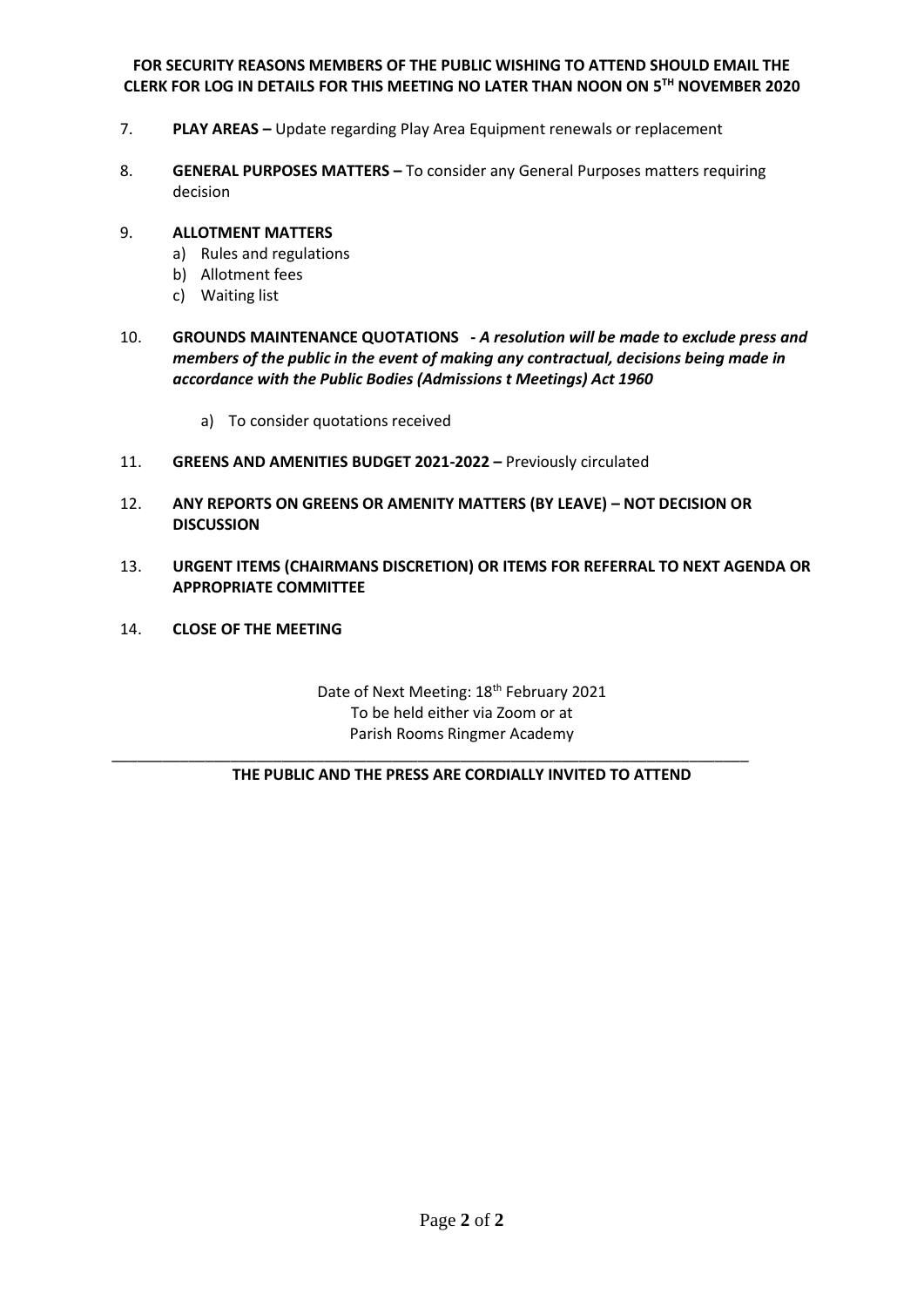**FOR SECURITY REASONS MEMBERS OF THE PUBLIC WISHING TO ATTEND SHOULD EMAIL THE CLERK FOR LOG IN DETAILS FOR THIS MEETING NO LATER THAN NOON ON 5TH NOVEMBER 2020**

7. **PLAY AREAS –** Update regarding Play Area Equipment renewals or replacement

8. **GENERAL PURPOSES MATTERS –** To consider any General Purposes matters requiring decision

9. **ALLOTMENT MATTERS**
   a) Rules and regulations
   b) Allotment fees
   c) Waiting list

10. **GROUNDS MAINTENANCE QUOTATIONS** - ***A resolution will be made to exclude press and members of the public in the event of making any contractual, decisions being made in accordance with the Public Bodies (Admissions t Meetings) Act 1960***

    a) To consider quotations received

11. **GREENS AND AMENITIES BUDGET 2021-2022 –** Previously circulated

12. **ANY REPORTS ON GREENS OR AMENITY MATTERS (BY LEAVE) – NOT DECISION OR DISCUSSION**

13. **URGENT ITEMS (CHAIRMANS DISCRETION) OR ITEMS FOR REFERRAL TO NEXT AGENDA OR APPROPRIATE COMMITTEE**

14. **CLOSE OF THE MEETING**

Date of Next Meeting: 18th February 2021
To be held either via Zoom or at
Parish Rooms Ringmer Academy

---

**THE PUBLIC AND THE PRESS ARE CORDIALLY INVITED TO ATTEND**